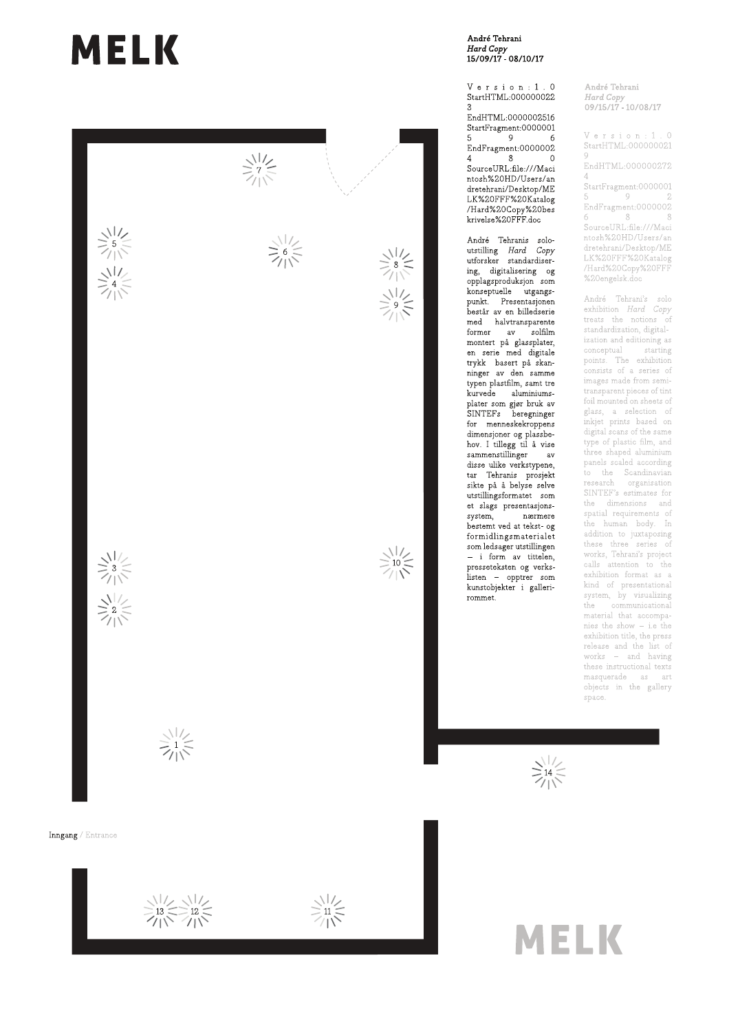# MELK

**André Tehrani**
***Hard Copy***
**15/09/17 - 08/10/17**

Version:1.0
StartHTML:0000000223
EndHTML:0000002516
StartFragment:0000001596
EndFragment:0000002480
SourceURL:file:///Macintosh%20HD/Users/andretehrani/Desktop/MELK%20FFF%20Katalog/Hard%20Copy%20beskrivelse%20FFF.doc

André Tehranis soloutstilling *Hard Copy* utforsker standardisering, digitalisering og opplagsproduksjon som konseptuelle utgangspunkt. Presentasjonen består av en billedserie med halvtransparente former av solfilm montert på glassplater, en serie med digitale trykk basert på skanninger av den samme typen plastfilm, samt tre kurvede aluminiumsplater som gjør bruk av SINTEFs beregninger for menneskekroppens dimensjoner og plassbehov. I tillegg til å vise sammenstillinger av disse ulike verkstypene, tar Tehranis prosjekt sikte på å belyse selve utstillingsformatet som et slags presentasjonssystem, nærmere bestemt ved at tekst- og formidlingsmaterialet som ledsager utstillingen – i form av tittelen, presseteksten og verkslisten – opptrer som kunstobjekter i gallerirommet.

**André Tehrani**
***Hard Copy***
**09/15/17 - 10/08/17**

Version:1.0
StartHTML:0000000219
EndHTML:0000002724
StartFragment:0000001592
EndFragment:0000002688
SourceURL:file:///Macintosh%20HD/Users/andretehrani/Desktop/MELK%20FFF%20Katalog/Hard%20Copy%20FFF%20engelsk.doc

André Tehrani's solo exhibition *Hard Copy* treats the notions of standardization, digitalization and editioning as conceptual starting points. The exhibition consists of a series of images made from semi-transparent pieces of tint foil mounted on sheets of glass, a selection of inkjet prints based on digital scans of the same type of plastic film, and three shaped aluminium panels scaled according to the Scandinavian research organisation SINTEF's estimates for the dimensions and spatial requirements of the human body. In addition to juxtaposing these three series of works, Tehrani's project calls attention to the exhibition format as a kind of presentational system, by visualizing the communicational material that accompanies the show – i.e the exhibition title, the press release and the list of works – and having these instructional texts masquerade as art objects in the gallery space.

7 5 6 8 4 9 3 10 2 1 14

Inngang / Entrance

13 12 11

MELK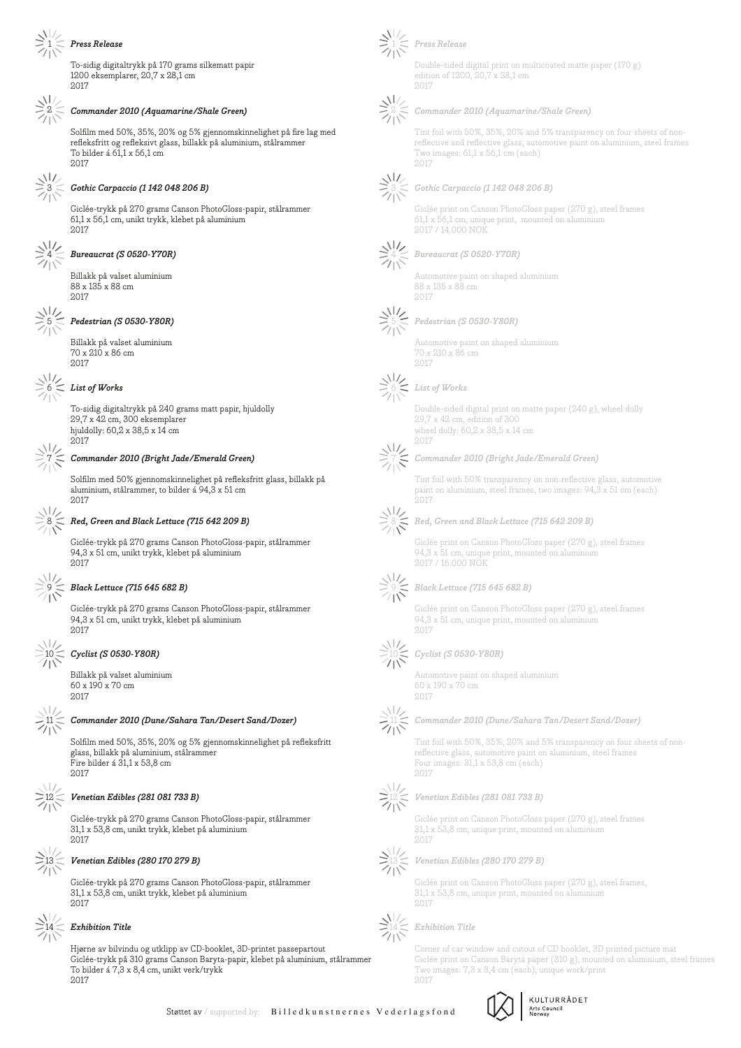1 *Press Release*

To-sidig digitaltrykk på 170 grams silkematt papir
1200 eksemplarer, 20,7 x 28,1 cm
2017

2 *Commander 2010 (Aquamarine/Shale Green)*

Solfilm med 50%, 35%, 20% og 5% gjennomskinnelighet på fire lag med refleksfritt og refleksivt glass, billakk på aluminium, stålrammer
To bilder á 61,1 x 56,1 cm
2017

3 *Gothic Carpaccio (1 142 048 206 B)*

Giclée-trykk på 270 grams Canson PhotoGloss-papir, stålrammer
61,1 x 56,1 cm, unikt trykk, klebet på aluminium
2017

4 *Bureaucrat (S 0520-Y70R)*

Billakk på valset aluminium
88 x 135 x 88 cm
2017

5 *Pedestrian (S 0530-Y80R)*

Billakk på valset aluminium
70 x 210 x 86 cm
2017

6 *List of Works*

To-sidig digitaltrykk på 240 grams matt papir, hjuldolly
29,7 x 42 cm, 300 eksemplarer
hjuldolly: 60,2 x 38,5 x 14 cm
2017

7 *Commander 2010 (Bright Jade/Emerald Green)*

Solfilm med 50% gjennomskinnelighet på refleksfritt glass, billakk på aluminium, stålrammer, to bilder á 94,3 x 51 cm
2017

8 *Red, Green and Black Lettuce (715 642 209 B)*

Giclée-trykk på 270 grams Canson PhotoGloss-papir, stålrammer
94,3 x 51 cm, unikt trykk, klebet på aluminium
2017

9 *Black Lettuce (715 645 682 B)*

Giclée-trykk på 270 grams Canson PhotoGloss-papir, stålrammer
94,3 x 51 cm, unikt trykk, klebet på aluminium
2017

10 *Cyclist (S 0530-Y80R)*

Billakk på valset aluminium
60 x 190 x 70 cm
2017

11 *Commander 2010 (Dune/Sahara Tan/Desert Sand/Dozer)*

Solfilm med 50%, 35%, 20% og 5% gjennomskinnelighet på refleksfritt glass, billakk på aluminium, stålrammer
Fire bilder á 31,1 x 53,8 cm
2017

12 *Venetian Edibles (281 081 733 B)*

Giclée-trykk på 270 grams Canson PhotoGloss-papir, stålrammer
31,1 x 53,8 cm, unikt trykk, klebet på aluminium
2017

13 *Venetian Edibles (280 170 279 B)*

Giclée-trykk på 270 grams Canson PhotoGloss-papir, stålrammer
31,1 x 53,8 cm, unikt trykk, klebet på aluminium
2017

14 *Exhibition Title*

Hjørne av bilvindu og utklipp av CD-booklet, 3D-printet passepartout
Giclée-trykk på 310 grams Canson Baryta-papir, klebet på aluminium, stålrammer
To bilder á 7,3 x 8,4 cm, unikt verk/trykk
2017

1 *Press Release*

Double-sided digital print on multicoated matte paper (170 g)
edition of 1200, 20,7 x 28,1 cm
2017

2 *Commander 2010 (Aquamarine/Shale Green)*

Tint foil with 50%, 35%, 20% and 5% transparency on four sheets of non-reflective and reflective glass, automotive paint on aluminium, steel frames
Two images: 61,1 x 56,1 cm (each)
2017

3 *Gothic Carpaccio (1 142 048 206 B)*

Giclée print on Canson PhotoGloss paper (270 g), steel frames
61,1 x 56,1 cm, unique print, mounted on aluminium
2017 / 14.000 NOK

4 *Bureaucrat (S 0520-Y70R)*

Automotive paint on shaped aluminium
88 x 135 x 88 cm
2017

5 *Pedestrian (S 0530-Y80R)*

Automotive paint on shaped aluminium
70 x 210 x 86 cm
2017

6 *List of Works*

Double-sided digital print on matte paper (240 g), wheel dolly
29,7 x 42 cm, edition of 300
wheel dolly: 60,2 x 38,5 x 14 cm
2017

7 *Commander 2010 (Bright Jade/Emerald Green)*

Tint foil with 50% transparency on non-reflective glass, automotive paint on aluminium, steel frames, two images: 94,3 x 51 cm (each)
2017

8 *Red, Green and Black Lettuce (715 642 209 B)*

Giclée print on Canson PhotoGloss paper (270 g), steel frames
94,3 x 51 cm, unique print, mounted on aluminium
2017 / 16.000 NOK

9 *Black Lettuce (715 645 682 B)*

Giclée print on Canson PhotoGloss paper (270 g), steel frames
94,3 x 51 cm, unique print, mounted on aluminium
2017

10 *Cyclist (S 0530-Y80R)*

Automotive paint on shaped aluminium
60 x 190 x 70 cm
2017

11 *Commander 2010 (Dune/Sahara Tan/Desert Sand/Dozer)*

Tint foil with 50%, 35%, 20% and 5% transparency on four sheets of non-reflective glass, automotive paint on aluminium, steel frames
Four images: 31,1 x 53,8 cm (each)
2017

12 *Venetian Edibles (281 081 733 B)*

Giclée print on Canson PhotoGloss paper (270 g), steel frames
31,1 x 53,8 cm, unique print, mounted on aluminium
2017

13 *Venetian Edibles (280 170 279 B)*

Giclée print on Canson PhotoGloss paper (270 g), steel frames,
31,1 x 53,8 cm, unique print, mounted on aluminium
2017

14 *Exhibition Title*

Corner of car window and cutout of CD booklet, 3D printed picture mat
Giclée print on Canson Baryta paper (310 g), mounted on aluminium, steel frames
Two images: 7,3 x 8,4 cm (each), unique work/print
2017

Støttet av / supported by: Billedkunstnernes Vederlagsfond

KULTURRÅDET
Arts Council
Norway